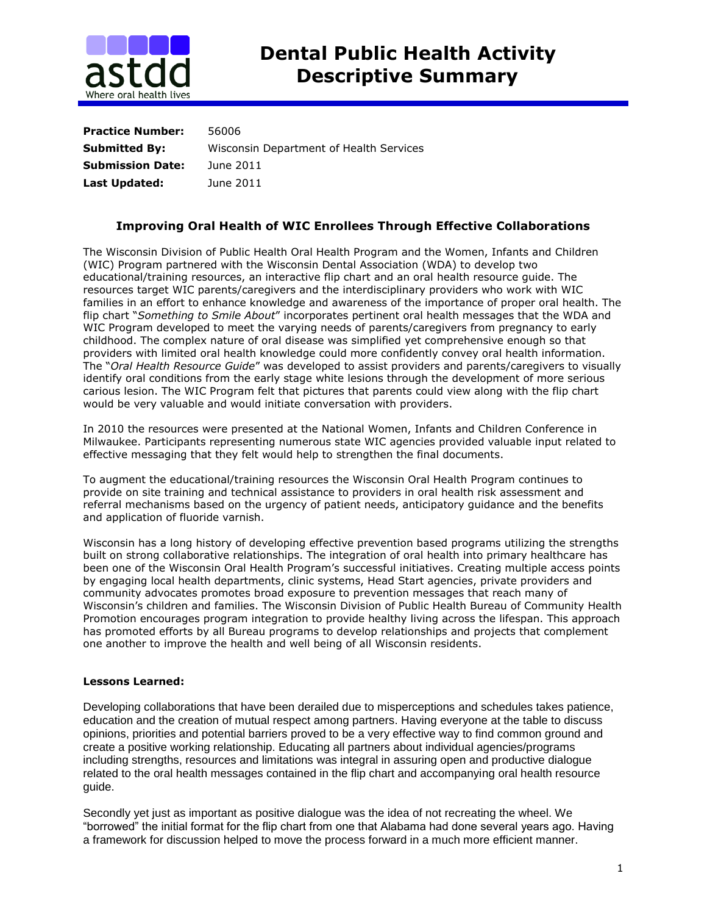# Dental Public Health Activity Descriptive Summary

**Practice Number:** 56006
**Submitted By:** Wisconsin Department of Health Services
**Submission Date:** June 2011
**Last Updated:** June 2011

## Improving Oral Health of WIC Enrollees Through Effective Collaborations

The Wisconsin Division of Public Health Oral Health Program and the Women, Infants and Children (WIC) Program partnered with the Wisconsin Dental Association (WDA) to develop two educational/training resources, an interactive flip chart and an oral health resource guide. The resources target WIC parents/caregivers and the interdisciplinary providers who work with WIC families in an effort to enhance knowledge and awareness of the importance of proper oral health. The flip chart "*Something to Smile About*" incorporates pertinent oral health messages that the WDA and WIC Program developed to meet the varying needs of parents/caregivers from pregnancy to early childhood. The complex nature of oral disease was simplified yet comprehensive enough so that providers with limited oral health knowledge could more confidently convey oral health information. The "*Oral Health Resource Guide*" was developed to assist providers and parents/caregivers to visually identify oral conditions from the early stage white lesions through the development of more serious carious lesion. The WIC Program felt that pictures that parents could view along with the flip chart would be very valuable and would initiate conversation with providers.

In 2010 the resources were presented at the National Women, Infants and Children Conference in Milwaukee. Participants representing numerous state WIC agencies provided valuable input related to effective messaging that they felt would help to strengthen the final documents.

To augment the educational/training resources the Wisconsin Oral Health Program continues to provide on site training and technical assistance to providers in oral health risk assessment and referral mechanisms based on the urgency of patient needs, anticipatory guidance and the benefits and application of fluoride varnish.

Wisconsin has a long history of developing effective prevention based programs utilizing the strengths built on strong collaborative relationships. The integration of oral health into primary healthcare has been one of the Wisconsin Oral Health Program's successful initiatives. Creating multiple access points by engaging local health departments, clinic systems, Head Start agencies, private providers and community advocates promotes broad exposure to prevention messages that reach many of Wisconsin's children and families. The Wisconsin Division of Public Health Bureau of Community Health Promotion encourages program integration to provide healthy living across the lifespan. This approach has promoted efforts by all Bureau programs to develop relationships and projects that complement one another to improve the health and well being of all Wisconsin residents.

**Lessons Learned:**

Developing collaborations that have been derailed due to misperceptions and schedules takes patience, education and the creation of mutual respect among partners. Having everyone at the table to discuss opinions, priorities and potential barriers proved to be a very effective way to find common ground and create a positive working relationship. Educating all partners about individual agencies/programs including strengths, resources and limitations was integral in assuring open and productive dialogue related to the oral health messages contained in the flip chart and accompanying oral health resource guide.

Secondly yet just as important as positive dialogue was the idea of not recreating the wheel. We "borrowed" the initial format for the flip chart from one that Alabama had done several years ago. Having a framework for discussion helped to move the process forward in a much more efficient manner.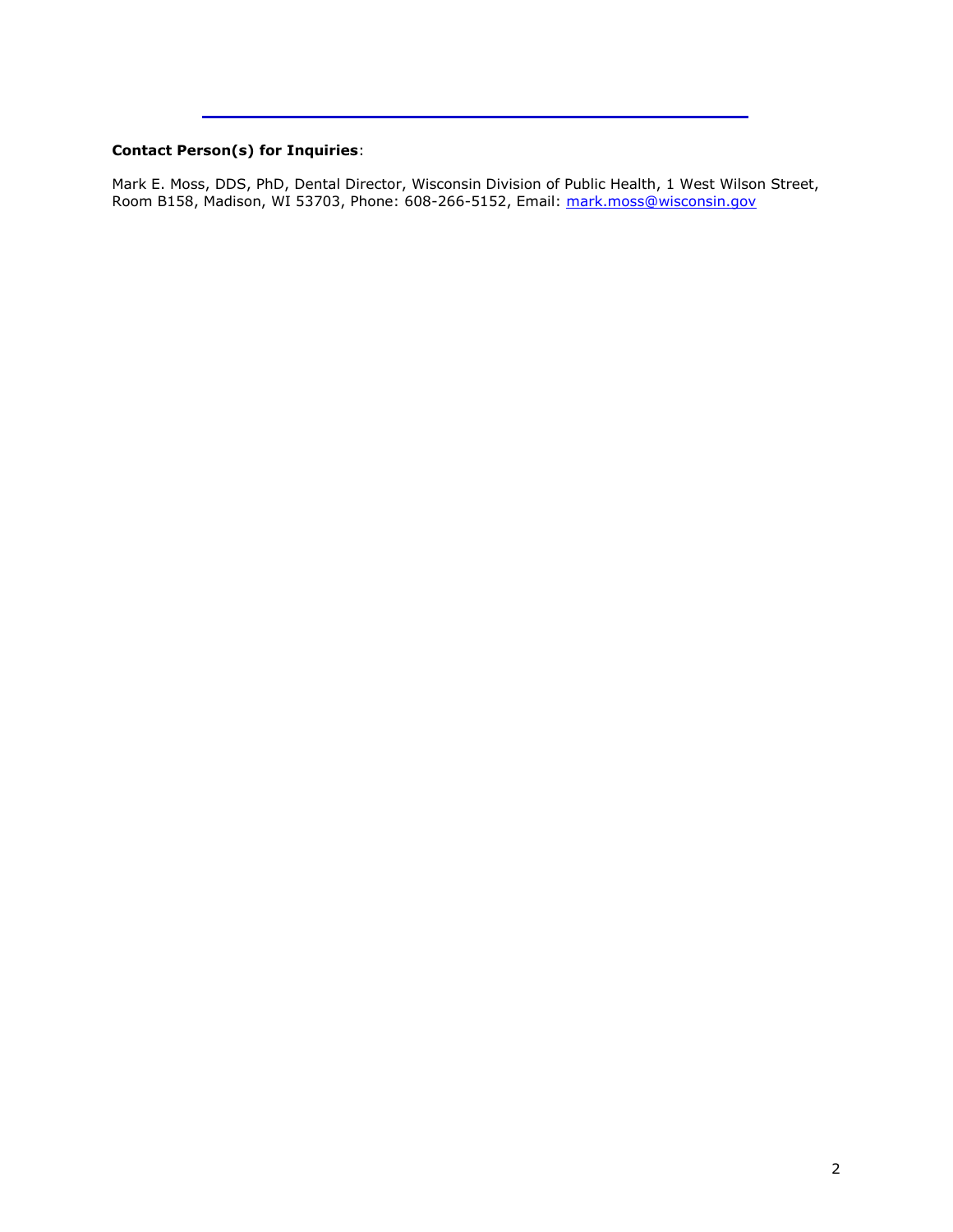---

**Contact Person(s) for Inquiries**:

Mark E. Moss, DDS, PhD, Dental Director, Wisconsin Division of Public Health, 1 West Wilson Street, Room B158, Madison, WI 53703, Phone: 608-266-5152, Email: mark.moss@wisconsin.gov